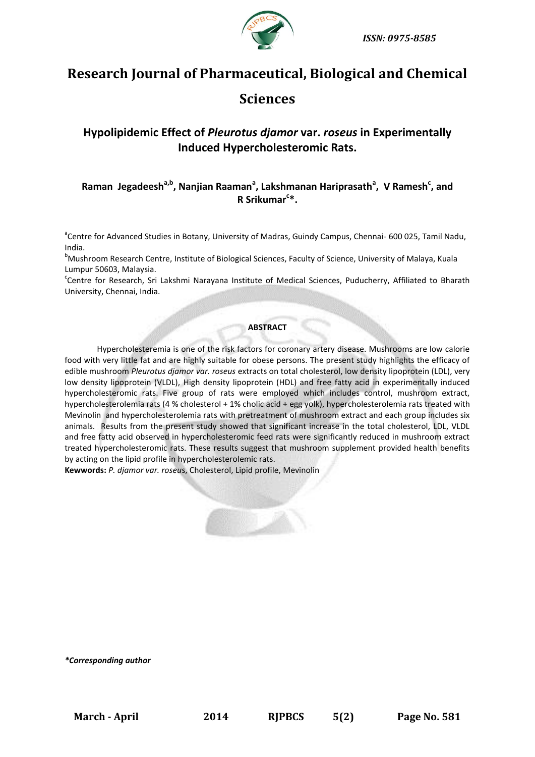ISSN: 0975-8585

# Research Journal of Pharmaceutical, Biological and Chemical Sciences

## Hypolipidemic Effect of *Pleurotus djamor* var. *roseus* in Experimentally Induced Hypercholesteromic Rats.

**Raman Jegadeesh[a,b], Nanjian Raaman[a], Lakshmanan Hariprasath[a], V Ramesh[c], and R Srikumar[c]\*.**

[a]Centre for Advanced Studies in Botany, University of Madras, Guindy Campus, Chennai- 600 025, Tamil Nadu, India.

[b]Mushroom Research Centre, Institute of Biological Sciences, Faculty of Science, University of Malaya, Kuala Lumpur 50603, Malaysia.

[c]Centre for Research, Sri Lakshmi Narayana Institute of Medical Sciences, Puducherry, Affiliated to Bharath University, Chennai, India.

### ABSTRACT

Hypercholesteremia is one of the risk factors for coronary artery disease. Mushrooms are low calorie food with very little fat and are highly suitable for obese persons. The present study highlights the efficacy of edible mushroom *Pleurotus djamor var. roseus* extracts on total cholesterol, low density lipoprotein (LDL), very low density lipoprotein (VLDL), High density lipoprotein (HDL) and free fatty acid in experimentally induced hypercholesteromic rats. Five group of rats were employed which includes control, mushroom extract, hypercholesterolemia rats (4 % cholesterol + 1% cholic acid + egg yolk), hypercholesterolemia rats treated with Mevinolin and hypercholesterolemia rats with pretreatment of mushroom extract and each group includes six animals. Results from the present study showed that significant increase in the total cholesterol, LDL, VLDL and free fatty acid observed in hypercholesteromic feed rats were significantly reduced in mushroom extract treated hypercholesteromic rats. These results suggest that mushroom supplement provided health benefits by acting on the lipid profile in hypercholesterolemic rats.

**Kewwords:** *P. djamor var. roseus*, Cholesterol, Lipid profile, Mevinolin

***\*Corresponding author***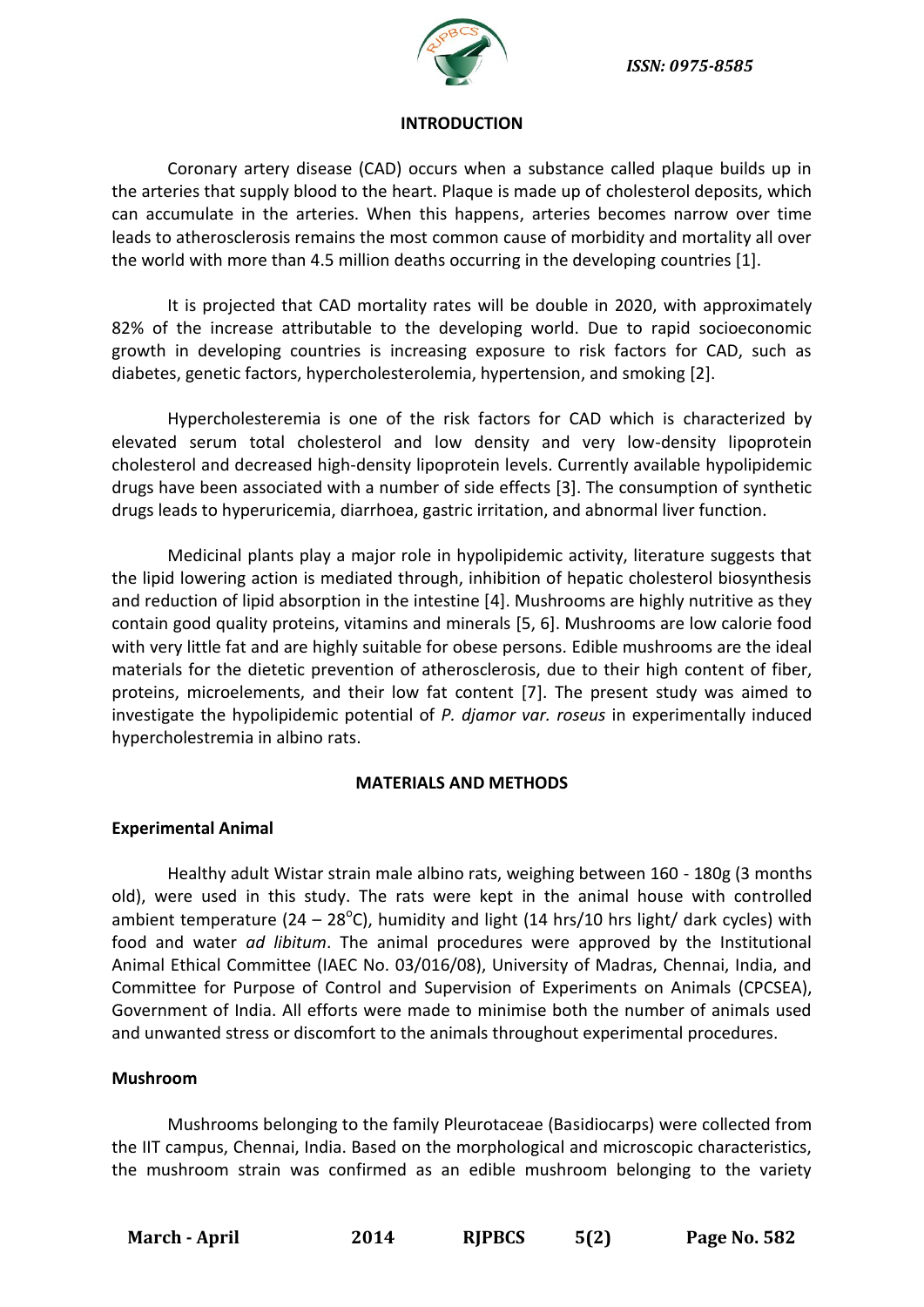## INTRODUCTION

Coronary artery disease (CAD) occurs when a substance called plaque builds up in the arteries that supply blood to the heart. Plaque is made up of cholesterol deposits, which can accumulate in the arteries. When this happens, arteries becomes narrow over time leads to atherosclerosis remains the most common cause of morbidity and mortality all over the world with more than 4.5 million deaths occurring in the developing countries [1].

It is projected that CAD mortality rates will be double in 2020, with approximately 82% of the increase attributable to the developing world. Due to rapid socioeconomic growth in developing countries is increasing exposure to risk factors for CAD, such as diabetes, genetic factors, hypercholesterolemia, hypertension, and smoking [2].

Hypercholesteremia is one of the risk factors for CAD which is characterized by elevated serum total cholesterol and low density and very low-density lipoprotein cholesterol and decreased high-density lipoprotein levels. Currently available hypolipidemic drugs have been associated with a number of side effects [3]. The consumption of synthetic drugs leads to hyperuricemia, diarrhoea, gastric irritation, and abnormal liver function.

Medicinal plants play a major role in hypolipidemic activity, literature suggests that the lipid lowering action is mediated through, inhibition of hepatic cholesterol biosynthesis and reduction of lipid absorption in the intestine [4]. Mushrooms are highly nutritive as they contain good quality proteins, vitamins and minerals [5, 6]. Mushrooms are low calorie food with very little fat and are highly suitable for obese persons. Edible mushrooms are the ideal materials for the dietetic prevention of atherosclerosis, due to their high content of fiber, proteins, microelements, and their low fat content [7]. The present study was aimed to investigate the hypolipidemic potential of *P. djamor var. roseus* in experimentally induced hypercholestremia in albino rats.

## MATERIALS AND METHODS

### Experimental Animal

Healthy adult Wistar strain male albino rats, weighing between 160 - 180g (3 months old), were used in this study. The rats were kept in the animal house with controlled ambient temperature (24 – 28$^{o}$C), humidity and light (14 hrs/10 hrs light/ dark cycles) with food and water *ad libitum*. The animal procedures were approved by the Institutional Animal Ethical Committee (IAEC No. 03/016/08), University of Madras, Chennai, India, and Committee for Purpose of Control and Supervision of Experiments on Animals (CPCSEA), Government of India. All efforts were made to minimise both the number of animals used and unwanted stress or discomfort to the animals throughout experimental procedures.

### Mushroom

Mushrooms belonging to the family Pleurotaceae (Basidiocarps) were collected from the IIT campus, Chennai, India. Based on the morphological and microscopic characteristics, the mushroom strain was confirmed as an edible mushroom belonging to the variety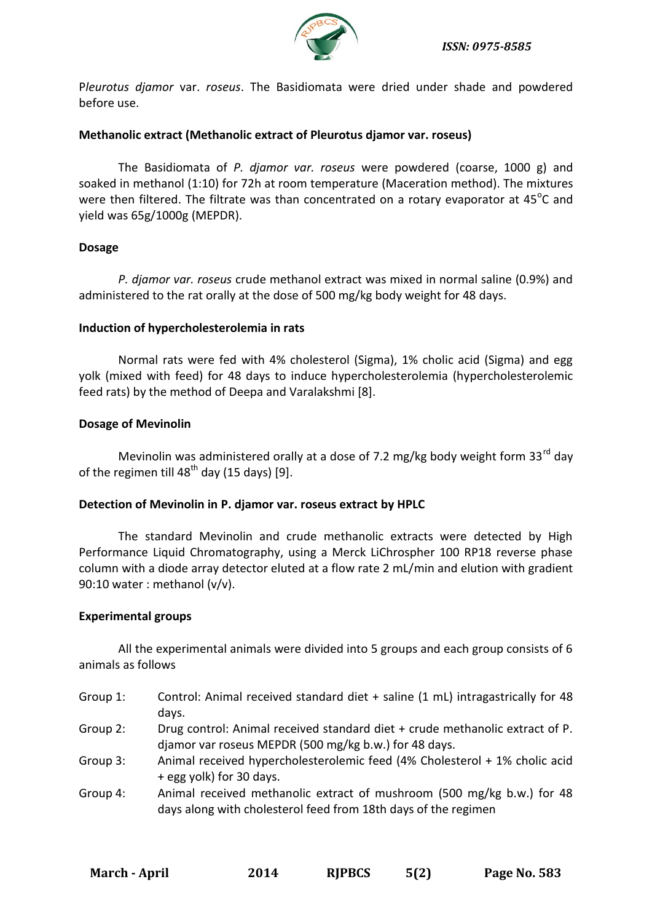P*leurotus djamor* var. *roseus*. The Basidiomata were dried under shade and powdered before use.

**Methanolic extract (Methanolic extract of Pleurotus djamor var. roseus)**

The Basidiomata of *P. djamor var. roseus* were powdered (coarse, 1000 g) and soaked in methanol (1:10) for 72h at room temperature (Maceration method). The mixtures were then filtered. The filtrate was than concentrated on a rotary evaporator at 45°C and yield was 65g/1000g (MEPDR).

**Dosage**

*P. djamor var. roseus* crude methanol extract was mixed in normal saline (0.9%) and administered to the rat orally at the dose of 500 mg/kg body weight for 48 days.

**Induction of hypercholesterolemia in rats**

Normal rats were fed with 4% cholesterol (Sigma), 1% cholic acid (Sigma) and egg yolk (mixed with feed) for 48 days to induce hypercholesterolemia (hypercholesterolemic feed rats) by the method of Deepa and Varalakshmi [8].

**Dosage of Mevinolin**

Mevinolin was administered orally at a dose of 7.2 mg/kg body weight form 33rd day of the regimen till 48th day (15 days) [9].

**Detection of Mevinolin in P. djamor var. roseus extract by HPLC**

The standard Mevinolin and crude methanolic extracts were detected by High Performance Liquid Chromatography, using a Merck LiChrospher 100 RP18 reverse phase column with a diode array detector eluted at a flow rate 2 mL/min and elution with gradient 90:10 water : methanol (v/v).

**Experimental groups**

All the experimental animals were divided into 5 groups and each group consists of 6 animals as follows

- Group 1: Control: Animal received standard diet + saline (1 mL) intragastrically for 48 days.
- Group 2: Drug control: Animal received standard diet + crude methanolic extract of P. djamor var roseus MEPDR (500 mg/kg b.w.) for 48 days.
- Group 3: Animal received hypercholesterolemic feed (4% Cholesterol + 1% cholic acid + egg yolk) for 30 days.
- Group 4: Animal received methanolic extract of mushroom (500 mg/kg b.w.) for 48 days along with cholesterol feed from 18th days of the regimen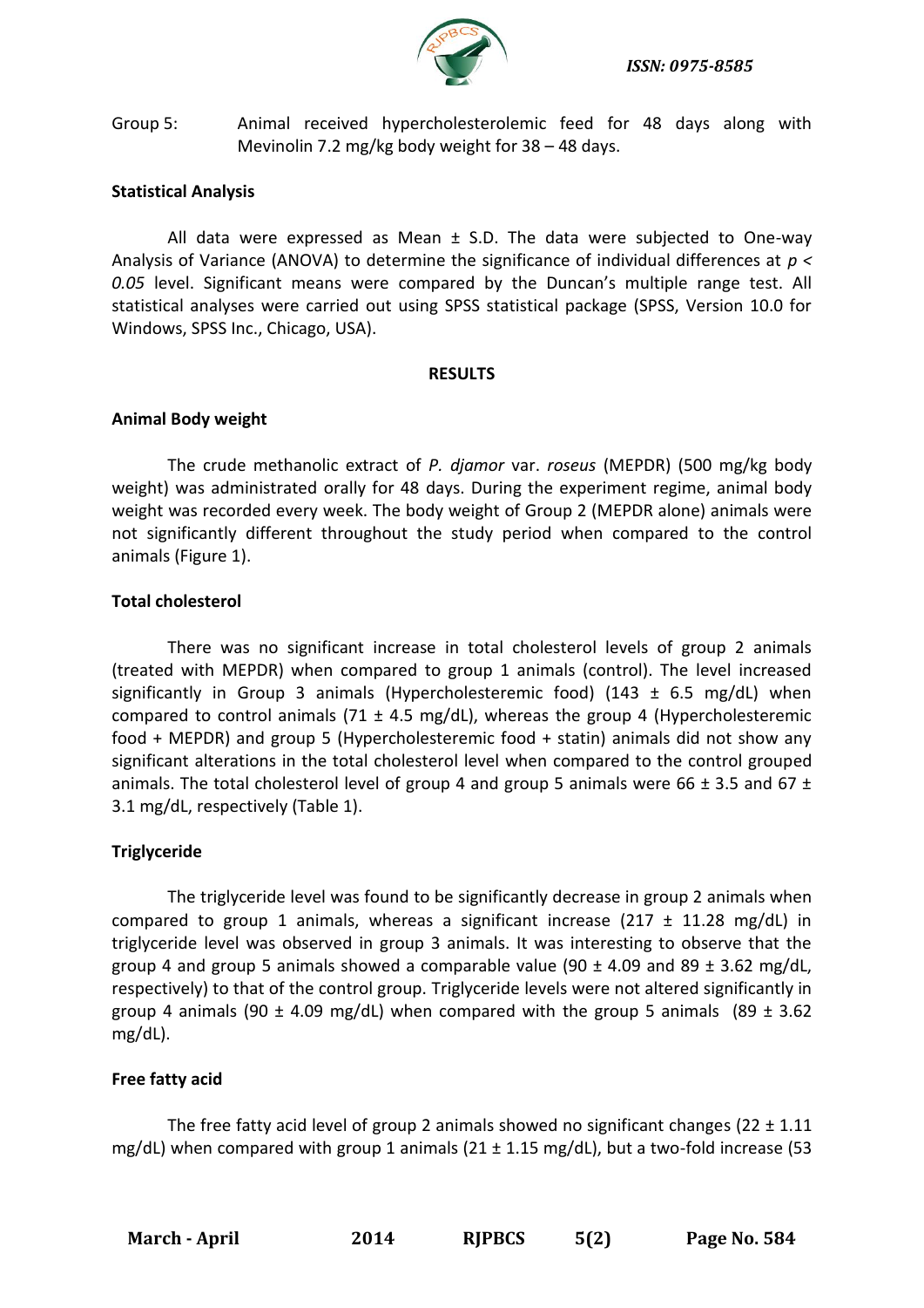Group 5: Animal received hypercholesterolemic feed for 48 days along with Mevinolin 7.2 mg/kg body weight for 38 – 48 days.

**Statistical Analysis**

All data were expressed as Mean ± S.D. The data were subjected to One-way Analysis of Variance (ANOVA) to determine the significance of individual differences at $p < 0.05$ level. Significant means were compared by the Duncan's multiple range test. All statistical analyses were carried out using SPSS statistical package (SPSS, Version 10.0 for Windows, SPSS Inc., Chicago, USA).

## RESULTS

**Animal Body weight**

The crude methanolic extract of *P. djamor* var. *roseus* (MEPDR) (500 mg/kg body weight) was administrated orally for 48 days. During the experiment regime, animal body weight was recorded every week. The body weight of Group 2 (MEPDR alone) animals were not significantly different throughout the study period when compared to the control animals (Figure 1).

**Total cholesterol**

There was no significant increase in total cholesterol levels of group 2 animals (treated with MEPDR) when compared to group 1 animals (control). The level increased significantly in Group 3 animals (Hypercholesteremic food) (143 ± 6.5 mg/dL) when compared to control animals (71 ± 4.5 mg/dL), whereas the group 4 (Hypercholesteremic food + MEPDR) and group 5 (Hypercholesteremic food + statin) animals did not show any significant alterations in the total cholesterol level when compared to the control grouped animals. The total cholesterol level of group 4 and group 5 animals were 66 ± 3.5 and 67 ± 3.1 mg/dL, respectively (Table 1).

**Triglyceride**

The triglyceride level was found to be significantly decrease in group 2 animals when compared to group 1 animals, whereas a significant increase (217 ± 11.28 mg/dL) in triglyceride level was observed in group 3 animals. It was interesting to observe that the group 4 and group 5 animals showed a comparable value (90 ± 4.09 and 89 ± 3.62 mg/dL, respectively) to that of the control group. Triglyceride levels were not altered significantly in group 4 animals (90 ± 4.09 mg/dL) when compared with the group 5 animals (89 ± 3.62 mg/dL).

**Free fatty acid**

The free fatty acid level of group 2 animals showed no significant changes (22 ± 1.11 mg/dL) when compared with group 1 animals (21 ± 1.15 mg/dL), but a two-fold increase (53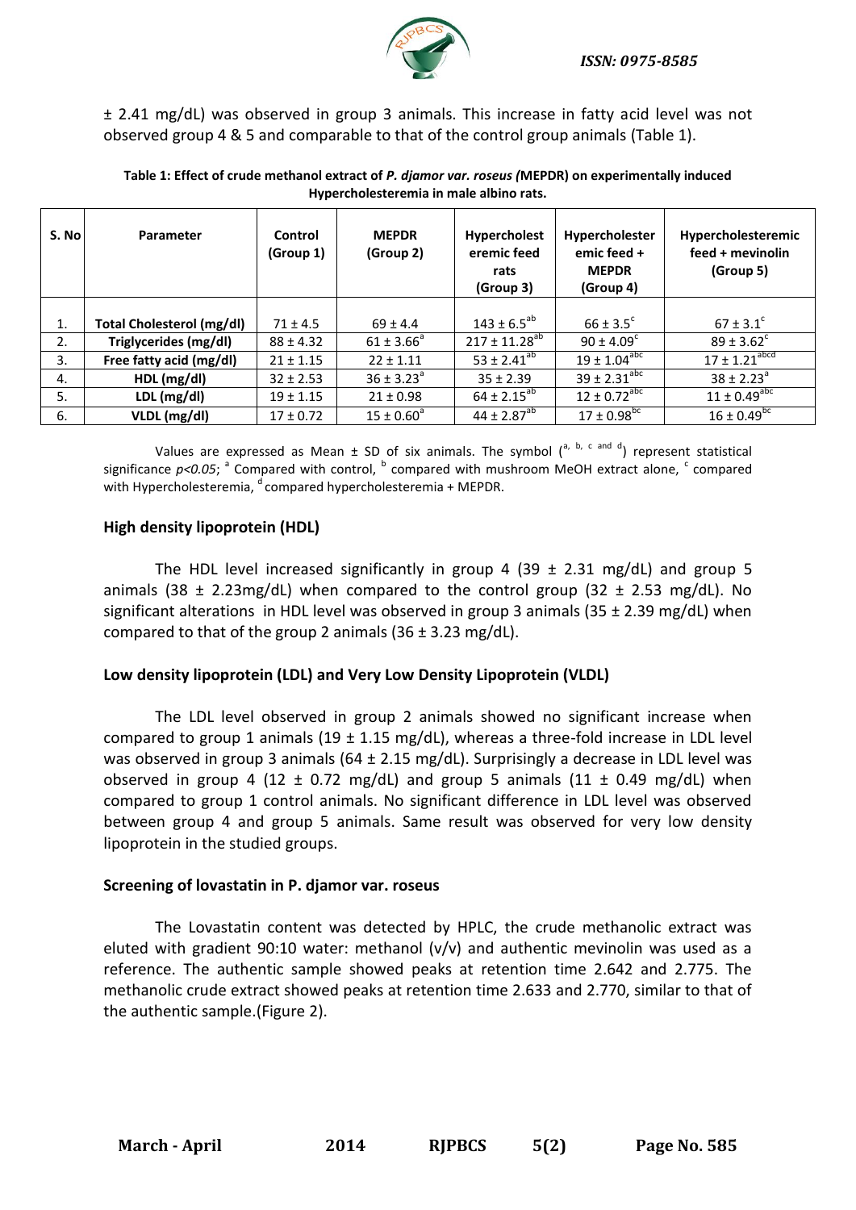± 2.41 mg/dL) was observed in group 3 animals. This increase in fatty acid level was not observed group 4 & 5 and comparable to that of the control group animals (Table 1).

**Table 1: Effect of crude methanol extract of *P. djamor var. roseus (*MEPDR) on experimentally induced Hypercholesteremia in male albino rats.**

| S. No | Parameter | Control (Group 1) | MEPDR (Group 2) | Hypercholesteremic feed rats (Group 3) | Hypercholesteremic feed + MEPDR (Group 4) | Hypercholesteremic feed + mevinolin (Group 5) |
|---|---|---|---|---|---|---|
| 1. | **Total Cholesterol (mg/dl)** | 71 ± 4.5 | 69 ± 4.4 | $143 \pm 6.5^{ab}$ | $66 \pm 3.5^{c}$ | $67 \pm 3.1^{c}$ |
| 2. | **Triglycerides (mg/dl)** | 88 ± 4.32 | $61 \pm 3.66^{a}$ | $217 \pm 11.28^{ab}$ | $90 \pm 4.09^{c}$ | $89 \pm 3.62^{c}$ |
| 3. | **Free fatty acid (mg/dl)** | 21 ± 1.15 | 22 ± 1.11 | $53 \pm 2.41^{ab}$ | $19 \pm 1.04^{abc}$ | $17 \pm 1.21^{abcd}$ |
| 4. | **HDL (mg/dl)** | 32 ± 2.53 | $36 \pm 3.23^{a}$ | 35 ± 2.39 | $39 \pm 2.31^{abc}$ | $38 \pm 2.23^{a}$ |
| 5. | **LDL (mg/dl)** | 19 ± 1.15 | 21 ± 0.98 | $64 \pm 2.15^{ab}$ | $12 \pm 0.72^{abc}$ | $11 \pm 0.49^{abc}$ |
| 6. | **VLDL (mg/dl)** | 17 ± 0.72 | $15 \pm 0.60^{a}$ | $44 \pm 2.87^{ab}$ | $17 \pm 0.98^{bc}$ | $16 \pm 0.49^{bc}$ |

Values are expressed as Mean ± SD of six animals. The symbol ([a, b, c and d]) represent statistical significance $p<0.05$; [a] Compared with control, [b] compared with mushroom MeOH extract alone, [c] compared with Hypercholesteremia, [d] compared hypercholesteremia + MEPDR.

### High density lipoprotein (HDL)

The HDL level increased significantly in group 4 (39 ± 2.31 mg/dL) and group 5 animals (38 ± 2.23mg/dL) when compared to the control group (32 ± 2.53 mg/dL). No significant alterations in HDL level was observed in group 3 animals (35 ± 2.39 mg/dL) when compared to that of the group 2 animals (36 ± 3.23 mg/dL).

### Low density lipoprotein (LDL) and Very Low Density Lipoprotein (VLDL)

The LDL level observed in group 2 animals showed no significant increase when compared to group 1 animals (19 ± 1.15 mg/dL), whereas a three-fold increase in LDL level was observed in group 3 animals (64 ± 2.15 mg/dL). Surprisingly a decrease in LDL level was observed in group 4 (12 ± 0.72 mg/dL) and group 5 animals (11 ± 0.49 mg/dL) when compared to group 1 control animals. No significant difference in LDL level was observed between group 4 and group 5 animals. Same result was observed for very low density lipoprotein in the studied groups.

### Screening of lovastatin in P. djamor var. roseus

The Lovastatin content was detected by HPLC, the crude methanolic extract was eluted with gradient 90:10 water: methanol (v/v) and authentic mevinolin was used as a reference. The authentic sample showed peaks at retention time 2.642 and 2.775. The methanolic crude extract showed peaks at retention time 2.633 and 2.770, similar to that of the authentic sample.(Figure 2).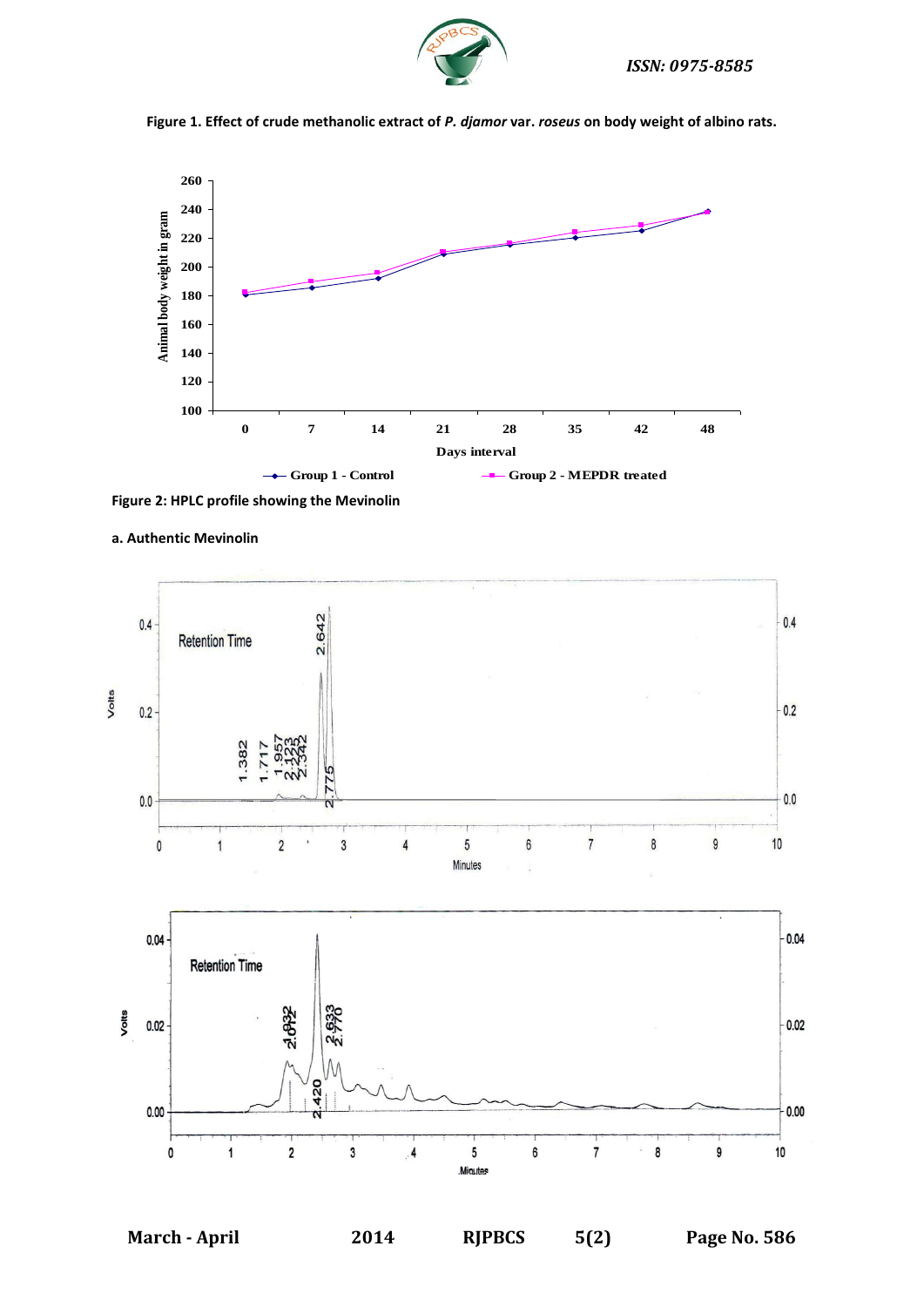Figure 1. Effect of crude methanolic extract of *P. djamor* var. *roseus* on body weight of albino rats.

Figure 2: HPLC profile showing the Mevinolin

a. Authentic Mevinolin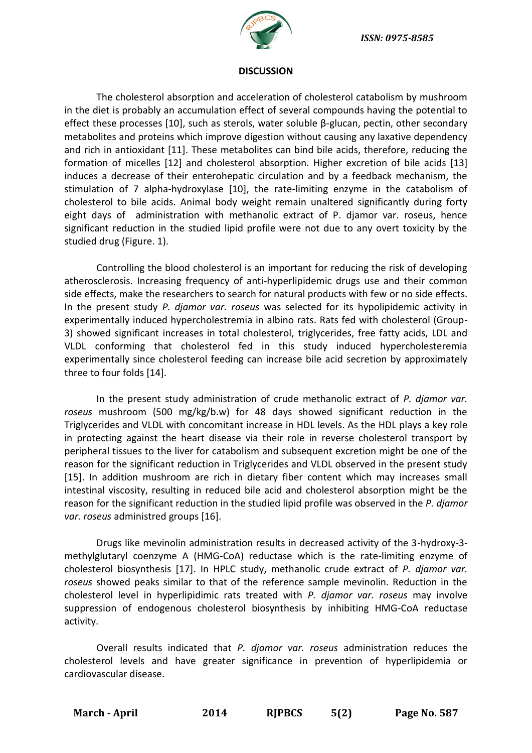## DISCUSSION

The cholesterol absorption and acceleration of cholesterol catabolism by mushroom in the diet is probably an accumulation effect of several compounds having the potential to effect these processes [10], such as sterols, water soluble β-glucan, pectin, other secondary metabolites and proteins which improve digestion without causing any laxative dependency and rich in antioxidant [11]. These metabolites can bind bile acids, therefore, reducing the formation of micelles [12] and cholesterol absorption. Higher excretion of bile acids [13] induces a decrease of their enterohepatic circulation and by a feedback mechanism, the stimulation of 7 alpha-hydroxylase [10], the rate-limiting enzyme in the catabolism of cholesterol to bile acids. Animal body weight remain unaltered significantly during forty eight days of administration with methanolic extract of P. djamor var. roseus, hence significant reduction in the studied lipid profile were not due to any overt toxicity by the studied drug (Figure. 1).

Controlling the blood cholesterol is an important for reducing the risk of developing atherosclerosis. Increasing frequency of anti-hyperlipidemic drugs use and their common side effects, make the researchers to search for natural products with few or no side effects. In the present study *P. djamor var. roseus* was selected for its hypolipidemic activity in experimentally induced hypercholestremia in albino rats. Rats fed with cholesterol (Group-3) showed significant increases in total cholesterol, triglycerides, free fatty acids, LDL and VLDL conforming that cholesterol fed in this study induced hypercholesteremia experimentally since cholesterol feeding can increase bile acid secretion by approximately three to four folds [14].

In the present study administration of crude methanolic extract of *P. djamor var. roseus* mushroom (500 mg/kg/b.w) for 48 days showed significant reduction in the Triglycerides and VLDL with concomitant increase in HDL levels. As the HDL plays a key role in protecting against the heart disease via their role in reverse cholesterol transport by peripheral tissues to the liver for catabolism and subsequent excretion might be one of the reason for the significant reduction in Triglycerides and VLDL observed in the present study [15]. In addition mushroom are rich in dietary fiber content which may increases small intestinal viscosity, resulting in reduced bile acid and cholesterol absorption might be the reason for the significant reduction in the studied lipid profile was observed in the *P. djamor var. roseus* administred groups [16].

Drugs like mevinolin administration results in decreased activity of the 3-hydroxy-3-methylglutaryl coenzyme A (HMG-CoA) reductase which is the rate-limiting enzyme of cholesterol biosynthesis [17]. In HPLC study, methanolic crude extract of *P. djamor var. roseus* showed peaks similar to that of the reference sample mevinolin. Reduction in the cholesterol level in hyperlipidimic rats treated with *P. djamor var. roseus* may involve suppression of endogenous cholesterol biosynthesis by inhibiting HMG-CoA reductase activity.

Overall results indicated that *P. djamor var. roseus* administration reduces the cholesterol levels and have greater significance in prevention of hyperlipidemia or cardiovascular disease.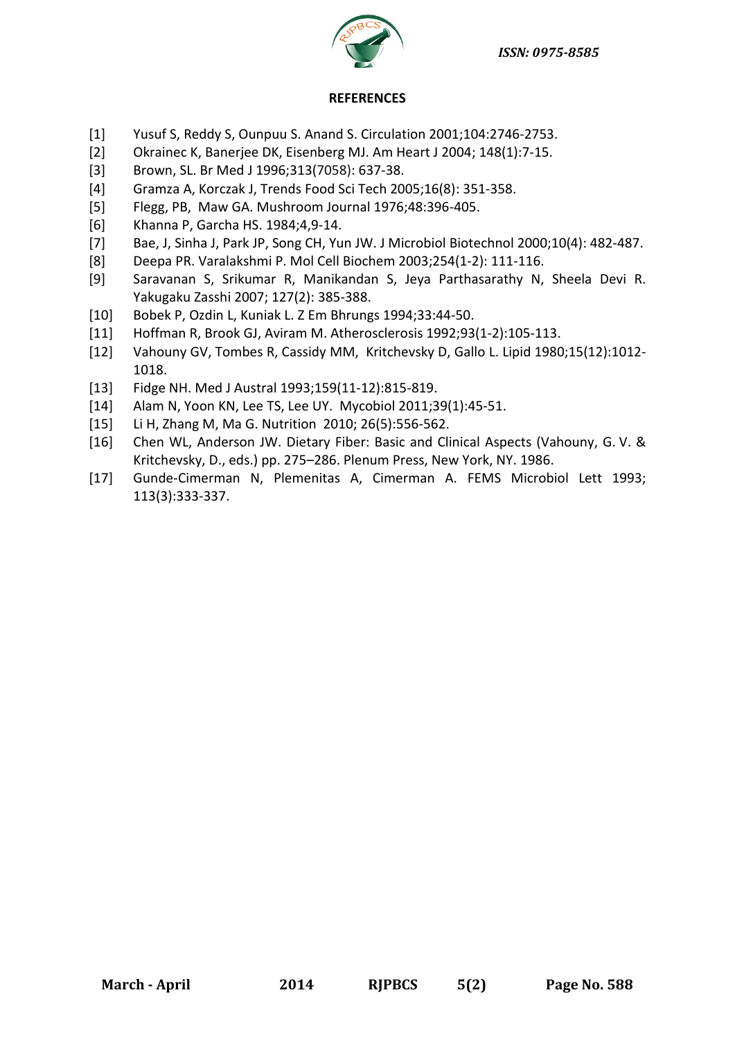**REFERENCES**

[1] Yusuf S, Reddy S, Ounpuu S. Anand S. Circulation 2001;104:2746-2753.

[2] Okrainec K, Banerjee DK, Eisenberg MJ. Am Heart J 2004; 148(1):7-15.

[3] Brown, SL. Br Med J 1996;313(7058): 637-38.

[4] Gramza A, Korczak J, Trends Food Sci Tech 2005;16(8): 351-358.

[5] Flegg, PB, Maw GA. Mushroom Journal 1976;48:396-405.

[6] Khanna P, Garcha HS. 1984;4,9-14.

[7] Bae, J, Sinha J, Park JP, Song CH, Yun JW. J Microbiol Biotechnol 2000;10(4): 482-487.

[8] Deepa PR. Varalakshmi P. Mol Cell Biochem 2003;254(1-2): 111-116.

[9] Saravanan S, Srikumar R, Manikandan S, Jeya Parthasarathy N, Sheela Devi R. Yakugaku Zasshi 2007; 127(2): 385-388.

[10] Bobek P, Ozdin L, Kuniak L. Z Em Bhrungs 1994;33:44-50.

[11] Hoffman R, Brook GJ, Aviram M. Atherosclerosis 1992;93(1-2):105-113.

[12] Vahouny GV, Tombes R, Cassidy MM, Kritchevsky D, Gallo L. Lipid 1980;15(12):1012-1018.

[13] Fidge NH. Med J Austral 1993;159(11-12):815-819.

[14] Alam N, Yoon KN, Lee TS, Lee UY. Mycobiol 2011;39(1):45-51.

[15] Li H, Zhang M, Ma G. Nutrition 2010; 26(5):556-562.

[16] Chen WL, Anderson JW. Dietary Fiber: Basic and Clinical Aspects (Vahouny, G. V. & Kritchevsky, D., eds.) pp. 275–286. Plenum Press, New York, NY. 1986.

[17] Gunde-Cimerman N, Plemenitas A, Cimerman A. FEMS Microbiol Lett 1993; 113(3):333-337.